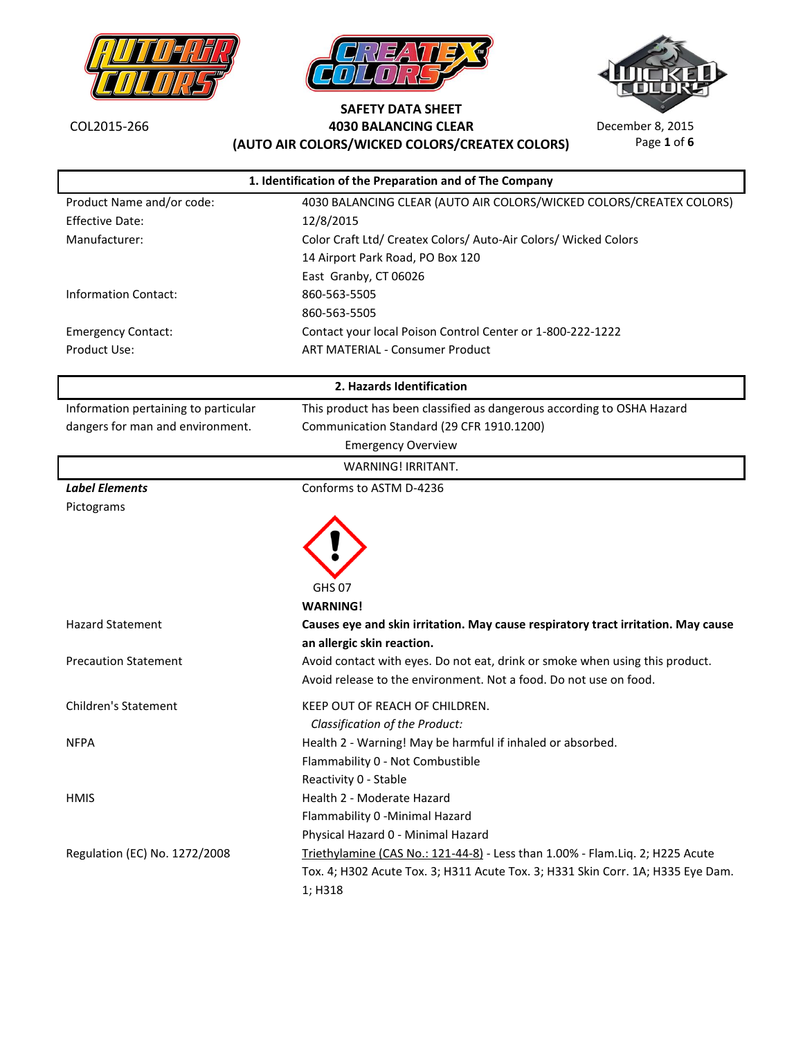COL2015-266

**SAFETY DATA SHEET**
**4030 BALANCING CLEAR**
**(AUTO AIR COLORS/WICKED COLORS/CREATEX COLORS)**

December 8, 2015

## 1. Identification of the Preparation and of The Company

| | |
|---|---|
| Product Name and/or code: | 4030 BALANCING CLEAR (AUTO AIR COLORS/WICKED COLORS/CREATEX COLORS) |
| Effective Date: | 12/8/2015 |
| Manufacturer: | Color Craft Ltd/ Createx Colors/ Auto-Air Colors/ Wicked Colors<br>14 Airport Park Road, PO Box 120<br>East Granby, CT 06026 |
| Information Contact: | 860-563-5505<br>860-563-5505 |
| Emergency Contact: | Contact your local Poison Control Center or 1-800-222-1222 |
| Product Use: | ART MATERIAL - Consumer Product |

## 2. Hazards Identification

| | |
|---|---|
| Information pertaining to particular dangers for man and environment. | This product has been classified as dangerous according to OSHA Hazard Communication Standard (29 CFR 1910.1200) |

Emergency Overview

**WARNING! IRRITANT.**

| | |
|---|---|
| ***Label Elements*** | Conforms to ASTM D-4236 |
| Pictograms | GHS 07<br>**WARNING!** |
| Hazard Statement | **Causes eye and skin irritation. May cause respiratory tract irritation. May cause an allergic skin reaction.** |
| Precaution Statement | Avoid contact with eyes. Do not eat, drink or smoke when using this product. Avoid release to the environment. Not a food. Do not use on food. |
| Children's Statement | KEEP OUT OF REACH OF CHILDREN. |
| | *Classification of the Product:* |
| NFPA | Health 2 - Warning! May be harmful if inhaled or absorbed.<br>Flammability 0 - Not Combustible<br>Reactivity 0 - Stable |
| HMIS | Health 2 - Moderate Hazard<br>Flammability 0 -Minimal Hazard<br>Physical Hazard 0 - Minimal Hazard |
| Regulation (EC) No. 1272/2008 | Triethylamine (CAS No.: 121-44-8) - Less than 1.00% - Flam.Liq. 2; H225 Acute Tox. 4; H302 Acute Tox. 3; H311 Acute Tox. 3; H331 Skin Corr. 1A; H335 Eye Dam. 1; H318 |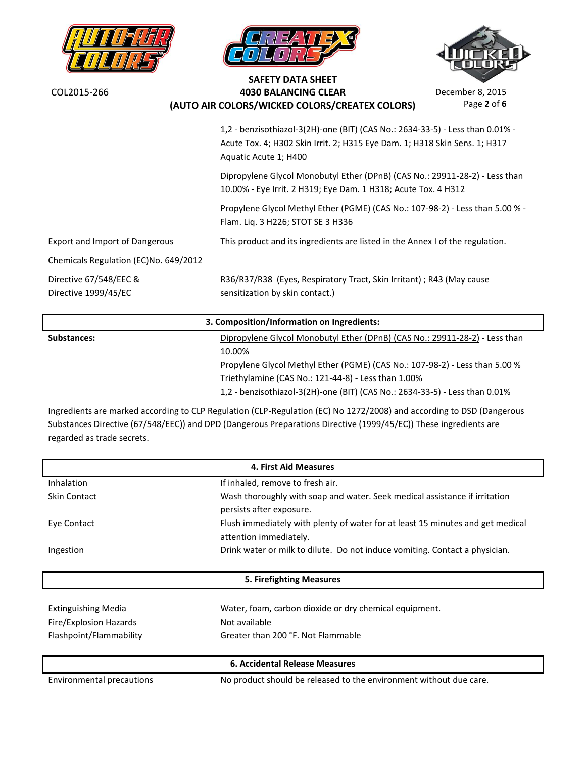| | |
|---|---|
| | 1,2 - benzisothiazol-3(2H)-one (BIT) (CAS No.: 2634-33-5) - Less than 0.01% - Acute Tox. 4; H302 Skin Irrit. 2; H315 Eye Dam. 1; H318 Skin Sens. 1; H317 Aquatic Acute 1; H400 |
| | Dipropylene Glycol Monobutyl Ether (DPnB) (CAS No.: 29911-28-2) - Less than 10.00% - Eye Irrit. 2 H319; Eye Dam. 1 H318; Acute Tox. 4 H312 |
| | Propylene Glycol Methyl Ether (PGME) (CAS No.: 107-98-2) - Less than 5.00 % - Flam. Liq. 3 H226; STOT SE 3 H336 |
| Export and Import of Dangerous Chemicals Regulation (EC)No. 649/2012 | This product and its ingredients are listed in the Annex I of the regulation. |
| Directive 67/548/EEC & Directive 1999/45/EC | R36/R37/R38 (Eyes, Respiratory Tract, Skin Irritant) ; R43 (May cause sensitization by skin contact.) |

## 3. Composition/Information on Ingredients:

**Substances:**

Dipropylene Glycol Monobutyl Ether (DPnB) (CAS No.: 29911-28-2) - Less than 10.00%
Propylene Glycol Methyl Ether (PGME) (CAS No.: 107-98-2) - Less than 5.00 %
Triethylamine (CAS No.: 121-44-8) - Less than 1.00%
1,2 - benzisothiazol-3(2H)-one (BIT) (CAS No.: 2634-33-5) - Less than 0.01%

Ingredients are marked according to CLP Regulation (CLP-Regulation (EC) No 1272/2008) and according to DSD (Dangerous Substances Directive (67/548/EEC)) and DPD (Dangerous Preparations Directive (1999/45/EC)) These ingredients are regarded as trade secrets.

## 4. First Aid Measures

| | |
|---|---|
| Inhalation | If inhaled, remove to fresh air. |
| Skin Contact | Wash thoroughly with soap and water. Seek medical assistance if irritation persists after exposure. |
| Eye Contact | Flush immediately with plenty of water for at least 15 minutes and get medical attention immediately. |
| Ingestion | Drink water or milk to dilute. Do not induce vomiting. Contact a physician. |

## 5. Firefighting Measures

| | |
|---|---|
| Extinguishing Media | Water, foam, carbon dioxide or dry chemical equipment. |
| Fire/Explosion Hazards | Not available |
| Flashpoint/Flammability | Greater than 200 °F. Not Flammable |

## 6. Accidental Release Measures

| | |
|---|---|
| Environmental precautions | No product should be released to the environment without due care. |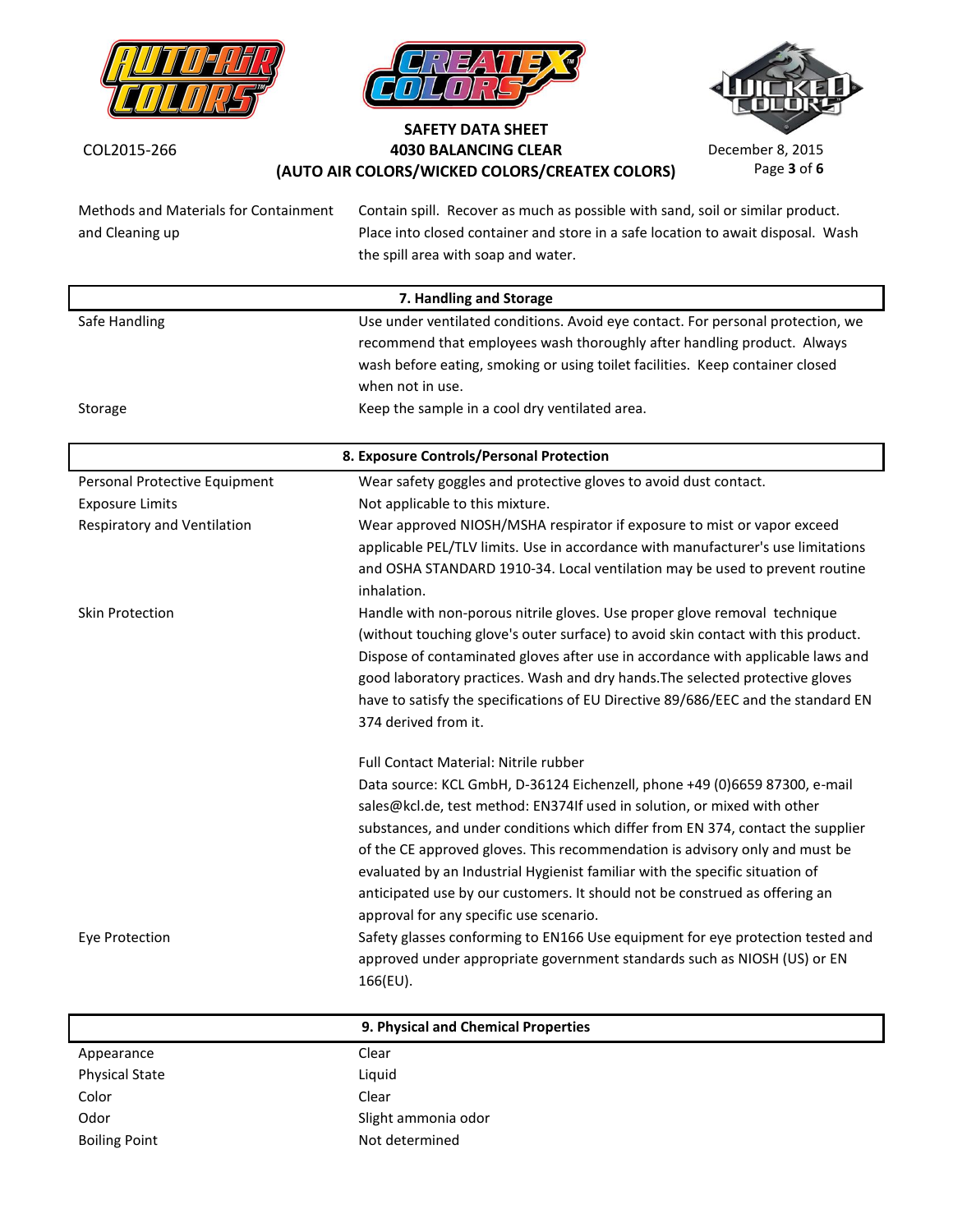| | |
|---|---|
| Methods and Materials for Containment and Cleaning up | Contain spill. Recover as much as possible with sand, soil or similar product. Place into closed container and store in a safe location to await disposal. Wash the spill area with soap and water. |

## 7. Handling and Storage

| | |
|---|---|
| Safe Handling | Use under ventilated conditions. Avoid eye contact. For personal protection, we recommend that employees wash thoroughly after handling product. Always wash before eating, smoking or using toilet facilities. Keep container closed when not in use. |
| Storage | Keep the sample in a cool dry ventilated area. |

## 8. Exposure Controls/Personal Protection

| | |
|---|---|
| Personal Protective Equipment | Wear safety goggles and protective gloves to avoid dust contact. |
| Exposure Limits | Not applicable to this mixture. |
| Respiratory and Ventilation | Wear approved NIOSH/MSHA respirator if exposure to mist or vapor exceed applicable PEL/TLV limits. Use in accordance with manufacturer's use limitations and OSHA STANDARD 1910-34. Local ventilation may be used to prevent routine inhalation. |
| Skin Protection | Handle with non-porous nitrile gloves. Use proper glove removal technique (without touching glove's outer surface) to avoid skin contact with this product. Dispose of contaminated gloves after use in accordance with applicable laws and good laboratory practices. Wash and dry hands.The selected protective gloves have to satisfy the specifications of EU Directive 89/686/EEC and the standard EN 374 derived from it.<br><br>Full Contact Material: Nitrile rubber<br>Data source: KCL GmbH, D-36124 Eichenzell, phone +49 (0)6659 87300, e-mail sales@kcl.de, test method: EN374If used in solution, or mixed with other substances, and under conditions which differ from EN 374, contact the supplier of the CE approved gloves. This recommendation is advisory only and must be evaluated by an Industrial Hygienist familiar with the specific situation of anticipated use by our customers. It should not be construed as offering an approval for any specific use scenario. |
| Eye Protection | Safety glasses conforming to EN166 Use equipment for eye protection tested and approved under appropriate government standards such as NIOSH (US) or EN 166(EU). |

## 9. Physical and Chemical Properties

| | |
|---|---|
| Appearance | Clear |
| Physical State | Liquid |
| Color | Clear |
| Odor | Slight ammonia odor |
| Boiling Point | Not determined |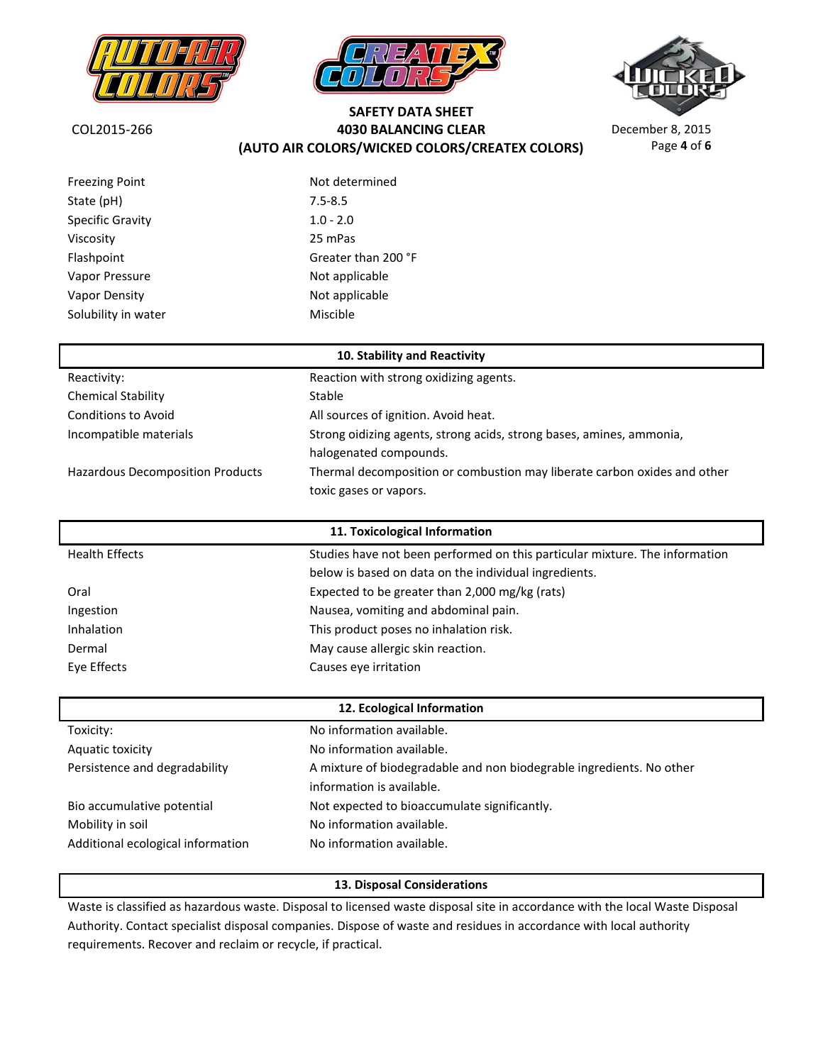| | |
|---|---|
| Freezing Point | Not determined |
| State (pH) | 7.5-8.5 |
| Specific Gravity | 1.0 - 2.0 |
| Viscosity | 25 mPas |
| Flashpoint | Greater than 200 °F |
| Vapor Pressure | Not applicable |
| Vapor Density | Not applicable |
| Solubility in water | Miscible |

## 10. Stability and Reactivity

| | |
|---|---|
| Reactivity: | Reaction with strong oxidizing agents. |
| Chemical Stability | Stable |
| Conditions to Avoid | All sources of ignition. Avoid heat. |
| Incompatible materials | Strong oidizing agents, strong acids, strong bases, amines, ammonia, halogenated compounds. |
| Hazardous Decomposition Products | Thermal decomposition or combustion may liberate carbon oxides and other toxic gases or vapors. |

## 11. Toxicological Information

| | |
|---|---|
| Health Effects | Studies have not been performed on this particular mixture. The information below is based on data on the individual ingredients. |
| Oral | Expected to be greater than 2,000 mg/kg (rats) |
| Ingestion | Nausea, vomiting and abdominal pain. |
| Inhalation | This product poses no inhalation risk. |
| Dermal | May cause allergic skin reaction. |
| Eye Effects | Causes eye irritation |

## 12. Ecological Information

| | |
|---|---|
| Toxicity: | No information available. |
| Aquatic toxicity | No information available. |
| Persistence and degradability | A mixture of biodegradable and non biodegrable ingredients. No other information is available. |
| Bio accumulative potential | Not expected to bioaccumulate significantly. |
| Mobility in soil | No information available. |
| Additional ecological information | No information available. |

## 13. Disposal Considerations

Waste is classified as hazardous waste. Disposal to licensed waste disposal site in accordance with the local Waste Disposal Authority. Contact specialist disposal companies. Dispose of waste and residues in accordance with local authority requirements. Recover and reclaim or recycle, if practical.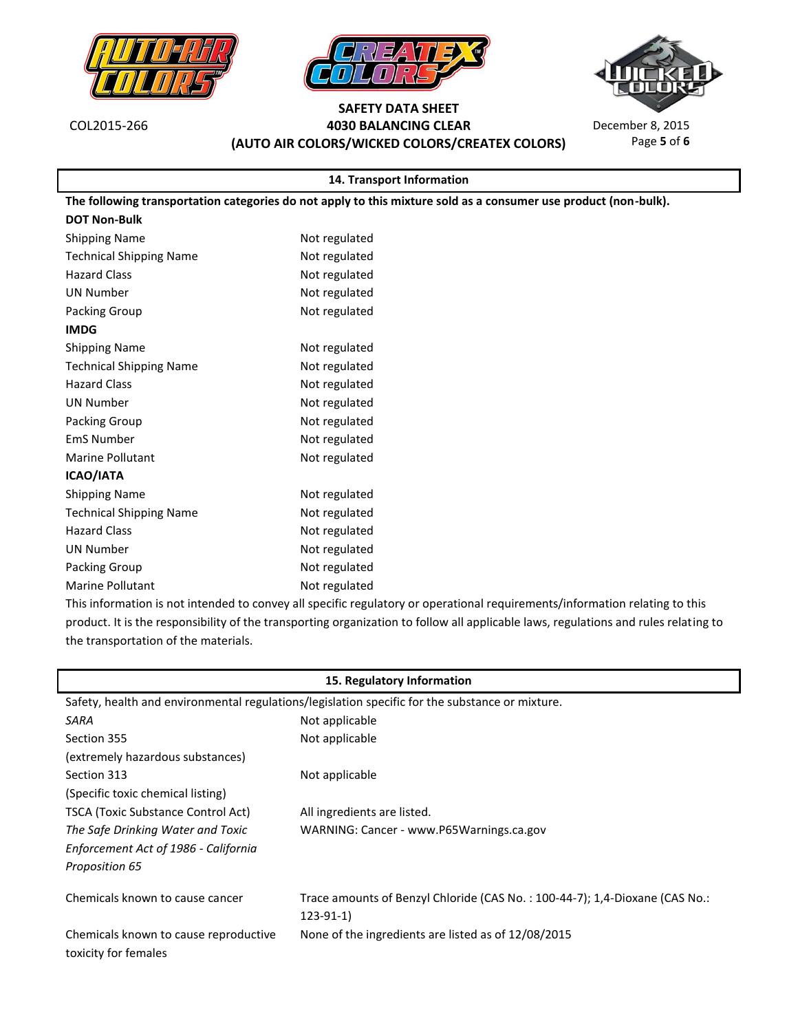## 14. Transport Information

**The following transportation categories do not apply to this mixture sold as a consumer use product (non-bulk).**

**DOT Non-Bulk**

| | |
|---|---|
| Shipping Name | Not regulated |
| Technical Shipping Name | Not regulated |
| Hazard Class | Not regulated |
| UN Number | Not regulated |
| Packing Group | Not regulated |

**IMDG**

| | |
|---|---|
| Shipping Name | Not regulated |
| Technical Shipping Name | Not regulated |
| Hazard Class | Not regulated |
| UN Number | Not regulated |
| Packing Group | Not regulated |
| EmS Number | Not regulated |
| Marine Pollutant | Not regulated |

**ICAO/IATA**

| | |
|---|---|
| Shipping Name | Not regulated |
| Technical Shipping Name | Not regulated |
| Hazard Class | Not regulated |
| UN Number | Not regulated |
| Packing Group | Not regulated |
| Marine Pollutant | Not regulated |

This information is not intended to convey all specific regulatory or operational requirements/information relating to this product. It is the responsibility of the transporting organization to follow all applicable laws, regulations and rules relating to the transportation of the materials.

## 15. Regulatory Information

Safety, health and environmental regulations/legislation specific for the substance or mixture.

| | |
|---|---|
| *SARA* | Not applicable |
| Section 355 (extremely hazardous substances) | Not applicable |
| Section 313 (Specific toxic chemical listing) | Not applicable |
| TSCA (Toxic Substance Control Act) | All ingredients are listed. |
| *The Safe Drinking Water and Toxic Enforcement Act of 1986 - California Proposition 65* | WARNING: Cancer - www.P65Warnings.ca.gov |
| Chemicals known to cause cancer | Trace amounts of Benzyl Chloride (CAS No. : 100-44-7); 1,4-Dioxane (CAS No.: 123-91-1) |
| Chemicals known to cause reproductive toxicity for females | None of the ingredients are listed as of 12/08/2015 |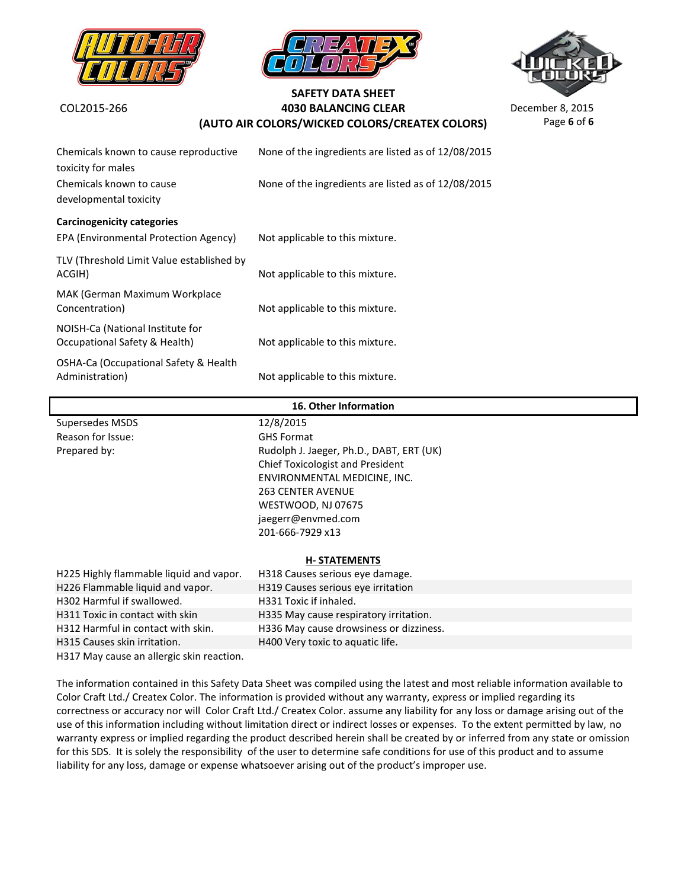| | |
|---|---|
| Chemicals known to cause reproductive toxicity for males | None of the ingredients are listed as of 12/08/2015 |
| Chemicals known to cause developmental toxicity | None of the ingredients are listed as of 12/08/2015 |

**Carcinogenicity categories**

| | |
|---|---|
| EPA (Environmental Protection Agency) | Not applicable to this mixture. |
| TLV (Threshold Limit Value established by ACGIH) | Not applicable to this mixture. |
| MAK (German Maximum Workplace Concentration) | Not applicable to this mixture. |
| NOISH-Ca (National Institute for Occupational Safety & Health) | Not applicable to this mixture. |
| OSHA-Ca (Occupational Safety & Health Administration) | Not applicable to this mixture. |

## 16. Other Information

| | |
|---|---|
| Supersedes MSDS | 12/8/2015 |
| Reason for Issue: | GHS Format |
| Prepared by: | Rudolph J. Jaeger, Ph.D., DABT, ERT (UK)<br>Chief Toxicologist and President<br>ENVIRONMENTAL MEDICINE, INC.<br>263 CENTER AVENUE<br>WESTWOOD, NJ 07675<br>jaegerr@envmed.com<br>201-666-7929 x13 |

**H- STATEMENTS**

| | |
|---|---|
| H225 Highly flammable liquid and vapor. | H318 Causes serious eye damage. |
| H226 Flammable liquid and vapor. | H319 Causes serious eye irritation |
| H302 Harmful if swallowed. | H331 Toxic if inhaled. |
| H311 Toxic in contact with skin | H335 May cause respiratory irritation. |
| H312 Harmful in contact with skin. | H336 May cause drowsiness or dizziness. |
| H315 Causes skin irritation. | H400 Very toxic to aquatic life. |
| H317 May cause an allergic skin reaction. | |

The information contained in this Safety Data Sheet was compiled using the latest and most reliable information available to Color Craft Ltd./ Createx Color. The information is provided without any warranty, express or implied regarding its correctness or accuracy nor will Color Craft Ltd./ Createx Color. assume any liability for any loss or damage arising out of the use of this information including without limitation direct or indirect losses or expenses. To the extent permitted by law, no warranty express or implied regarding the product described herein shall be created by or inferred from any state or omission for this SDS. It is solely the responsibility of the user to determine safe conditions for use of this product and to assume liability for any loss, damage or expense whatsoever arising out of the product's improper use.